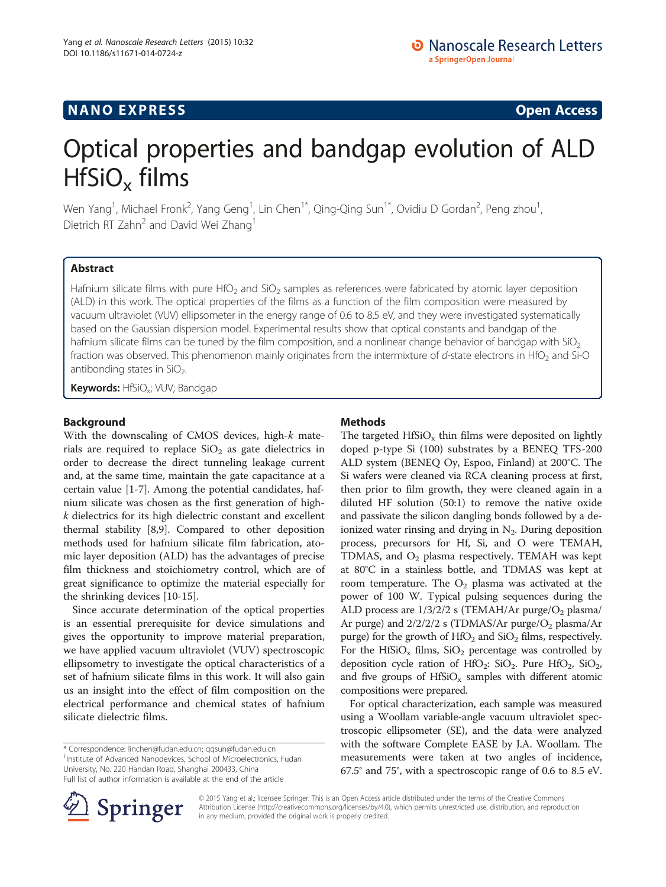NANO EXPRESS **Open Access**

# Optical properties and bandgap evolution of ALD $HfSiO_x$ films

Wen Yang[1], Michael Fronk[2], Yang Geng[1], Lin Chen[1*], Qing-Qing Sun[1*], Ovidiu D Gordan[2], Peng zhou[1], Dietrich RT Zahn[2] and David Wei Zhang[1]

## Abstract

Hafnium silicate films with pure $HfO_2$ and $SiO_2$ samples as references were fabricated by atomic layer deposition (ALD) in this work. The optical properties of the films as a function of the film composition were measured by vacuum ultraviolet (VUV) ellipsometer in the energy range of 0.6 to 8.5 eV, and they were investigated systematically based on the Gaussian dispersion model. Experimental results show that optical constants and bandgap of the hafnium silicate films can be tuned by the film composition, and a nonlinear change behavior of bandgap with $SiO_2$ fraction was observed. This phenomenon mainly originates from the intermixture of *d*-state electrons in $HfO_2$ and Si-O antibonding states in $SiO_2$.

**Keywords:** $HfSiO_x$; VUV; Bandgap

## Background

With the downscaling of CMOS devices, high-*k* materials are required to replace $SiO_2$ as gate dielectrics in order to decrease the direct tunneling leakage current and, at the same time, maintain the gate capacitance at a certain value [1-7]. Among the potential candidates, hafnium silicate was chosen as the first generation of high-*k* dielectrics for its high dielectric constant and excellent thermal stability [8,9]. Compared to other deposition methods used for hafnium silicate film fabrication, atomic layer deposition (ALD) has the advantages of precise film thickness and stoichiometry control, which are of great significance to optimize the material especially for the shrinking devices [10-15].

Since accurate determination of the optical properties is an essential prerequisite for device simulations and gives the opportunity to improve material preparation, we have applied vacuum ultraviolet (VUV) spectroscopic ellipsometry to investigate the optical characteristics of a set of hafnium silicate films in this work. It will also gain us an insight into the effect of film composition on the electrical performance and chemical states of hafnium silicate dielectric films.

* Correspondence: linchen@fudan.edu.cn; qqsun@fudan.edu.cn
[1]Institute of Advanced Nanodevices, School of Microelectronics, Fudan University, No. 220 Handan Road, Shanghai 200433, China
Full list of author information is available at the end of the article

## Methods

The targeted $HfSiO_x$ thin films were deposited on lightly doped p-type Si (100) substrates by a BENEQ TFS-200 ALD system (BENEQ Oy, Espoo, Finland) at 200°C. The Si wafers were cleaned via RCA cleaning process at first, then prior to film growth, they were cleaned again in a diluted HF solution (50:1) to remove the native oxide and passivate the silicon dangling bonds followed by a deionized water rinsing and drying in $N_2$. During deposition process, precursors for Hf, Si, and O were TEMAH, TDMAS, and $O_2$ plasma respectively. TEMAH was kept at 80°C in a stainless bottle, and TDMAS was kept at room temperature. The $O_2$ plasma was activated at the power of 100 W. Typical pulsing sequences during the ALD process are 1/3/2/2 s (TEMAH/Ar purge/$O_2$ plasma/Ar purge) and 2/2/2/2 s (TDMAS/Ar purge/$O_2$ plasma/Ar purge) for the growth of $HfO_2$ and $SiO_2$ films, respectively. For the $HfSiO_x$ films, $SiO_2$ percentage was controlled by deposition cycle ration of $HfO_2$: $SiO_2$. Pure $HfO_2$, $SiO_2$, and five groups of $HfSiO_x$ samples with different atomic compositions were prepared.

For optical characterization, each sample was measured using a Woollam variable-angle vacuum ultraviolet spectroscopic ellipsometer (SE), and the data were analyzed with the software Complete EASE by J.A. Woollam. The measurements were taken at two angles of incidence, 67.5° and 75°, with a spectroscopic range of 0.6 to 8.5 eV.

© 2015 Yang et al.; licensee Springer. This is an Open Access article distributed under the terms of the Creative Commons Attribution License (http://creativecommons.org/licenses/by/4.0), which permits unrestricted use, distribution, and reproduction in any medium, provided the original work is properly credited.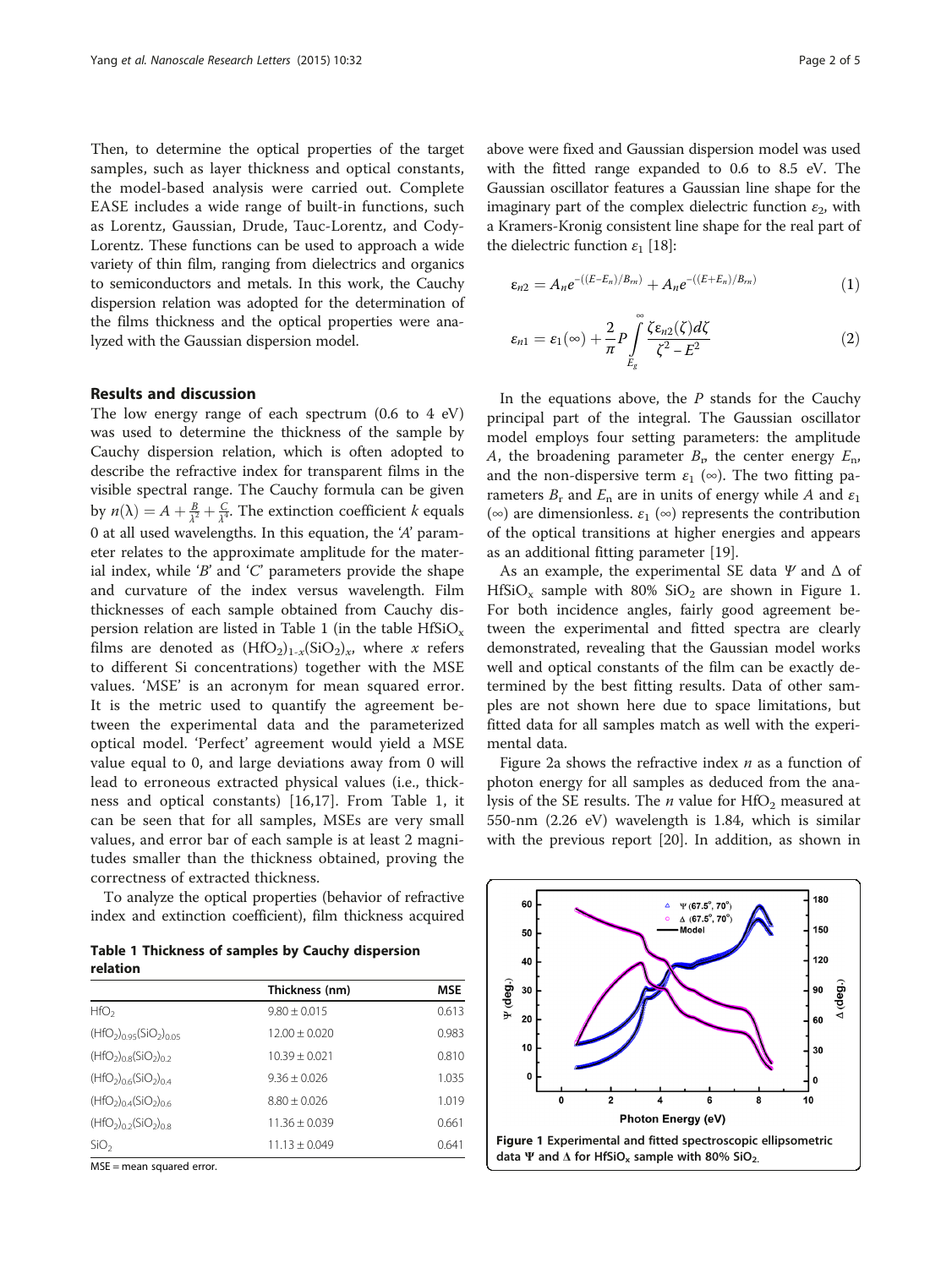Then, to determine the optical properties of the target samples, such as layer thickness and optical constants, the model-based analysis were carried out. Complete EASE includes a wide range of built-in functions, such as Lorentz, Gaussian, Drude, Tauc-Lorentz, and Cody-Lorentz. These functions can be used to approach a wide variety of thin film, ranging from dielectrics and organics to semiconductors and metals. In this work, the Cauchy dispersion relation was adopted for the determination of the films thickness and the optical properties were analyzed with the Gaussian dispersion model.

## Results and discussion

The low energy range of each spectrum (0.6 to 4 eV) was used to determine the thickness of the sample by Cauchy dispersion relation, which is often adopted to describe the refractive index for transparent films in the visible spectral range. The Cauchy formula can be given by $n(\lambda) = A + \frac{B}{\lambda^2} + \frac{C}{\lambda^4}$. The extinction coefficient $k$ equals 0 at all used wavelengths. In this equation, the '$A$' parameter relates to the approximate amplitude for the material index, while '$B$' and '$C$' parameters provide the shape and curvature of the index versus wavelength. Film thicknesses of each sample obtained from Cauchy dispersion relation are listed in Table 1 (in the table $HfSiO_x$ films are denoted as $(HfO_2)_{1-x}(SiO_2)_x$, where $x$ refers to different Si concentrations) together with the MSE values. 'MSE' is an acronym for mean squared error. It is the metric used to quantify the agreement between the experimental data and the parameterized optical model. 'Perfect' agreement would yield a MSE value equal to 0, and large deviations away from 0 will lead to erroneous extracted physical values (i.e., thickness and optical constants) [16,17]. From Table 1, it can be seen that for all samples, MSEs are very small values, and error bar of each sample is at least 2 magnitudes smaller than the thickness obtained, proving the correctness of extracted thickness.

To analyze the optical properties (behavior of refractive index and extinction coefficient), film thickness acquired above were fixed and Gaussian dispersion model was used with the fitted range expanded to 0.6 to 8.5 eV. The Gaussian oscillator features a Gaussian line shape for the imaginary part of the complex dielectric function $\varepsilon_2$, with a Kramers-Kronig consistent line shape for the real part of the dielectric function $\varepsilon_1$ [18]:

$$\varepsilon_{n2} = A_n e^{-((E-E_n)/B_{rn})} + A_n e^{-((E+E_n)/B_{rn})} \tag{1}$$

$$\varepsilon_{n1} = \varepsilon_1(\infty) + \frac{2}{\pi} P \int_{E_g}^{\infty} \frac{\zeta \varepsilon_{n2}(\zeta) d\zeta}{\zeta^2 - E^2} \tag{2}$$

In the equations above, the $P$ stands for the Cauchy principal part of the integral. The Gaussian oscillator model employs four setting parameters: the amplitude $A$, the broadening parameter $B_r$, the center energy $E_n$, and the non-dispersive term $\varepsilon_1(\infty)$. The two fitting parameters $B_r$ and $E_n$ are in units of energy while $A$ and $\varepsilon_1(\infty)$ are dimensionless. $\varepsilon_1(\infty)$ represents the contribution of the optical transitions at higher energies and appears as an additional fitting parameter [19].

As an example, the experimental SE data $\Psi$ and $\Delta$ of $HfSiO_x$ sample with 80% $SiO_2$ are shown in Figure 1. For both incidence angles, fairly good agreement between the experimental and fitted spectra are clearly demonstrated, revealing that the Gaussian model works well and optical constants of the film can be exactly determined by the best fitting results. Data of other samples are not shown here due to space limitations, but fitted data for all samples match as well with the experimental data.

Figure 2a shows the refractive index $n$ as a function of photon energy for all samples as deduced from the analysis of the SE results. The $n$ value for $HfO_2$ measured at 550-nm (2.26 eV) wavelength is 1.84, which is similar with the previous report [20]. In addition, as shown in

**Table 1 Thickness of samples by Cauchy dispersion relation**

| | Thickness (nm) | MSE |
|---|---|---|
| $HfO_2$ | 9.80 ± 0.015 | 0.613 |
| $(HfO_2)_{0.95}(SiO_2)_{0.05}$ | 12.00 ± 0.020 | 0.983 |
| $(HfO_2)_{0.8}(SiO_2)_{0.2}$ | 10.39 ± 0.021 | 0.810 |
| $(HfO_2)_{0.6}(SiO_2)_{0.4}$ | 9.36 ± 0.026 | 1.035 |
| $(HfO_2)_{0.4}(SiO_2)_{0.6}$ | 8.80 ± 0.026 | 1.019 |
| $(HfO_2)_{0.2}(SiO_2)_{0.8}$ | 11.36 ± 0.039 | 0.661 |
| $SiO_2$ | 11.13 ± 0.049 | 0.641 |

MSE = mean squared error.

**Figure 1 Experimental and fitted spectroscopic ellipsometric data $\Psi$ and $\Delta$ for $HfSiO_x$ sample with 80% $SiO_2$.**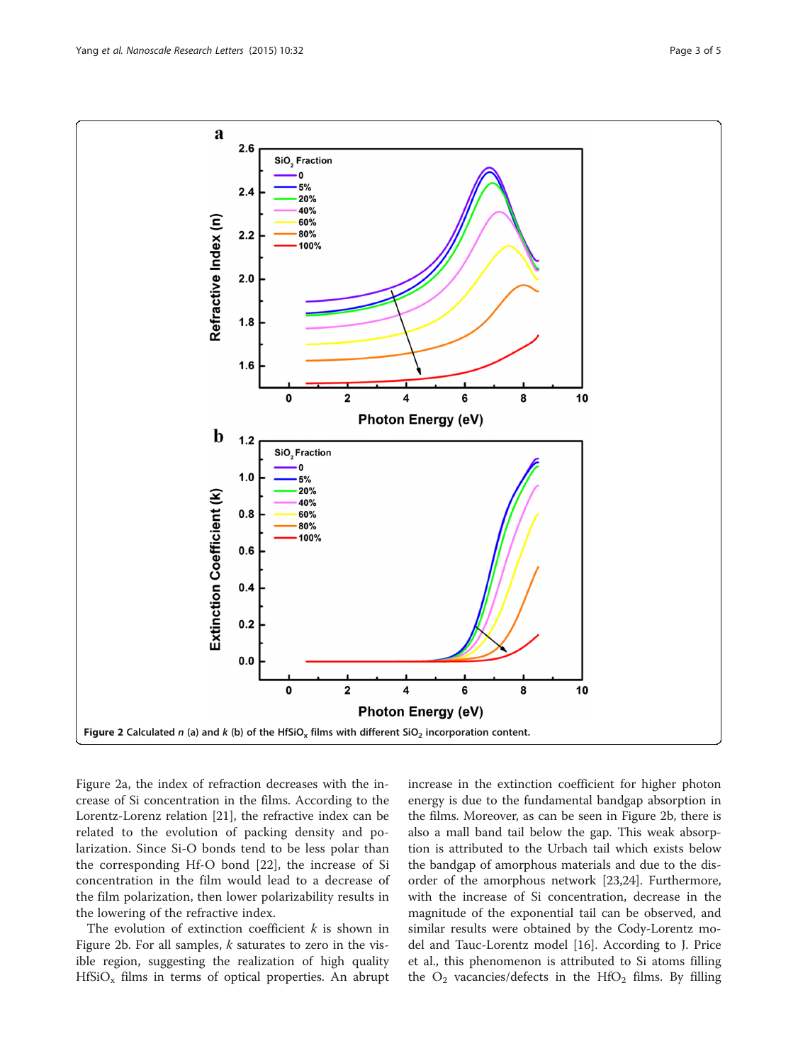**Figure 2** Calculated $n$ (a) and $k$ (b) of the $HfSiO_x$ films with different $SiO_2$ incorporation content.

Figure 2a, the index of refraction decreases with the increase of Si concentration in the films. According to the Lorentz-Lorenz relation [21], the refractive index can be related to the evolution of packing density and polarization. Since Si-O bonds tend to be less polar than the corresponding Hf-O bond [22], the increase of Si concentration in the film would lead to a decrease of the film polarization, then lower polarizability results in the lowering of the refractive index.

The evolution of extinction coefficient $k$ is shown in Figure 2b. For all samples, $k$ saturates to zero in the visible region, suggesting the realization of high quality $HfSiO_x$ films in terms of optical properties. An abrupt increase in the extinction coefficient for higher photon energy is due to the fundamental bandgap absorption in the films. Moreover, as can be seen in Figure 2b, there is also a mall band tail below the gap. This weak absorption is attributed to the Urbach tail which exists below the bandgap of amorphous materials and due to the disorder of the amorphous network [23,24]. Furthermore, with the increase of Si concentration, decrease in the magnitude of the exponential tail can be observed, and similar results were obtained by the Cody-Lorentz model and Tauc-Lorentz model [16]. According to J. Price et al., this phenomenon is attributed to Si atoms filling the $O_2$ vacancies/defects in the $HfO_2$ films. By filling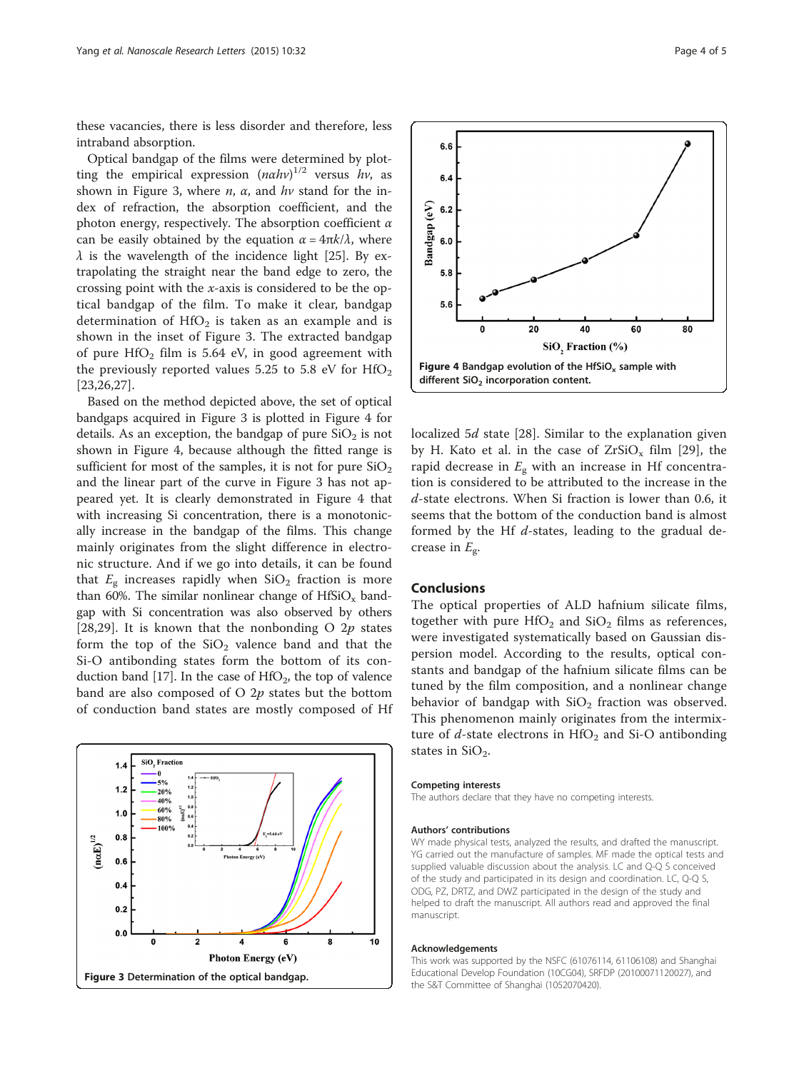these vacancies, there is less disorder and therefore, less intraband absorption.

Optical bandgap of the films were determined by plotting the empirical expression $(n\alpha h\nu)^{1/2}$ versus $h\nu$, as shown in Figure 3, where $n$, $\alpha$, and $h\nu$ stand for the index of refraction, the absorption coefficient, and the photon energy, respectively. The absorption coefficient $\alpha$ can be easily obtained by the equation $\alpha = 4\pi k/\lambda$, where $\lambda$ is the wavelength of the incidence light [25]. By extrapolating the straight near the band edge to zero, the crossing point with the $x$-axis is considered to be the optical bandgap of the film. To make it clear, bandgap determination of $HfO_2$ is taken as an example and is shown in the inset of Figure 3. The extracted bandgap of pure $HfO_2$ film is 5.64 eV, in good agreement with the previously reported values 5.25 to 5.8 eV for $HfO_2$ [23,26,27].

Based on the method depicted above, the set of optical bandgaps acquired in Figure 3 is plotted in Figure 4 for details. As an exception, the bandgap of pure $SiO_2$ is not shown in Figure 4, because although the fitted range is sufficient for most of the samples, it is not for pure $SiO_2$ and the linear part of the curve in Figure 3 has not appeared yet. It is clearly demonstrated in Figure 4 that with increasing Si concentration, there is a monotonically increase in the bandgap of the films. This change mainly originates from the slight difference in electronic structure. And if we go into details, it can be found that $E_g$ increases rapidly when $SiO_2$ fraction is more than 60%. The similar nonlinear change of $HfSiO_x$ bandgap with Si concentration was also observed by others [28,29]. It is known that the nonbonding O 2$p$ states form the top of the $SiO_2$ valence band and that the Si-O antibonding states form the bottom of its conduction band [17]. In the case of $HfO_2$, the top of valence band are also composed of O 2$p$ states but the bottom of conduction band states are mostly composed of Hf localized 5$d$ state [28]. Similar to the explanation given by H. Kato et al. in the case of $ZrSiO_x$ film [29], the rapid decrease in $E_g$ with an increase in Hf concentration is considered to be attributed to the increase in the $d$-state electrons. When Si fraction is lower than 0.6, it seems that the bottom of the conduction band is almost formed by the Hf $d$-states, leading to the gradual decrease in $E_g$.

**Figure 3** Determination of the optical bandgap.

**Figure 4** Bandgap evolution of the $HfSiO_x$ sample with different $SiO_2$ incorporation content.

## Conclusions

The optical properties of ALD hafnium silicate films, together with pure $HfO_2$ and $SiO_2$ films as references, were investigated systematically based on Gaussian dispersion model. According to the results, optical constants and bandgap of the hafnium silicate films can be tuned by the film composition, and a nonlinear change behavior of bandgap with $SiO_2$ fraction was observed. This phenomenon mainly originates from the intermixture of $d$-state electrons in $HfO_2$ and Si-O antibonding states in $SiO_2$.

#### Competing interests

The authors declare that they have no competing interests.

#### Authors' contributions

WY made physical tests, analyzed the results, and drafted the manuscript. YG carried out the manufacture of samples. MF made the optical tests and supplied valuable discussion about the analysis. LC and Q-Q S conceived of the study and participated in its design and coordination. LC, Q-Q S, ODG, PZ, DRTZ, and DWZ participated in the design of the study and helped to draft the manuscript. All authors read and approved the final manuscript.

#### Acknowledgements

This work was supported by the NSFC (61076114, 61106108) and Shanghai Educational Develop Foundation (10CG04), SRFDP (20100071120027), and the S&T Committee of Shanghai (1052070420).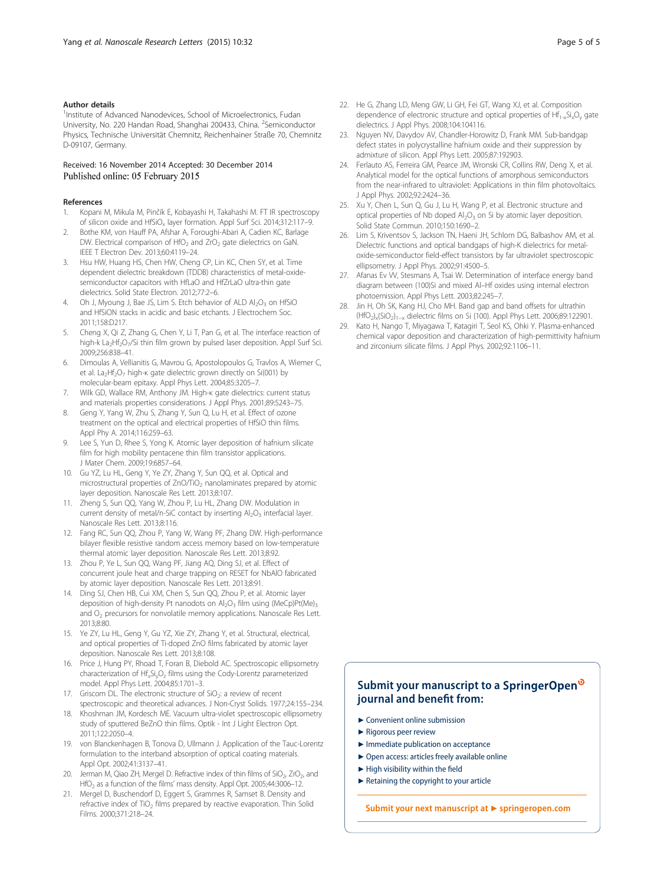### Author details

[1]Institute of Advanced Nanodevices, School of Microelectronics, Fudan University, No. 220 Handan Road, Shanghai 200433, China. [2]Semiconductor Physics, Technische Universität Chemnitz, Reichenhainer Straße 70, Chemnitz D-09107, Germany.

Received: 16 November 2014 Accepted: 30 December 2014
Published online: 05 February 2015

### References

1. Kopani M, Mikula M, Pinčík E, Kobayashi H, Takahashi M. FT IR spectroscopy of silicon oxide and $HfSiO_x$ layer formation. Appl Surf Sci. 2014;312:117–9.
2. Bothe KM, von Hauff PA, Afshar A, Foroughi-Abari A, Cadien KC, Barlage DW. Electrical comparison of $HfO_2$ and $ZrO_2$ gate dielectrics on GaN. IEEE T Electron Dev. 2013;60:4119–24.
3. Hsu HW, Huang HS, Chen HW, Cheng CP, Lin KC, Chen SY, et al. Time dependent dielectric breakdown (TDDB) characteristics of metal-oxide-semiconductor capacitors with HfLaO and HfZrLaO ultra-thin gate dielectrics. Solid State Electron. 2012;77:2–6.
4. Oh J, Myoung J, Bae JS, Lim S. Etch behavior of ALD $Al_2O_3$ on HfSiO and HfSiON stacks in acidic and basic etchants. J Electrochem Soc. 2011;158:D217.
5. Cheng X, Qi Z, Zhang G, Chen Y, Li T, Pan G, et al. The interface reaction of high-k $La_2Hf_2O_7$/Si thin film grown by pulsed laser deposition. Appl Surf Sci. 2009;256:838–41.
6. Dimoulas A, Vellianitis G, Mavrou G, Apostolopoulos G, Travlos A, Wiemer C, et al. $La_2Hf_2O_7$ high-κ gate dielectric grown directly on Si(001) by molecular-beam epitaxy. Appl Phys Lett. 2004;85:3205–7.
7. Wilk GD, Wallace RM, Anthony JM. High-κ gate dielectrics: current status and materials properties considerations. J Appl Phys. 2001;89:5243–75.
8. Geng Y, Yang W, Zhu S, Zhang Y, Sun Q, Lu H, et al. Effect of ozone treatment on the optical and electrical properties of HfSiO thin films. Appl Phy A. 2014;116:259–63.
9. Lee S, Yun D, Rhee S, Yong K. Atomic layer deposition of hafnium silicate film for high mobility pentacene thin film transistor applications. J Mater Chem. 2009;19:6857–64.
10. Gu YZ, Lu HL, Geng Y, Ye ZY, Zhang Y, Sun QQ, et al. Optical and microstructural properties of $ZnO/TiO_2$ nanolaminates prepared by atomic layer deposition. Nanoscale Res Lett. 2013;8:107.
11. Zheng S, Sun QQ, Yang W, Zhou P, Lu HL, Zhang DW. Modulation in current density of metal/n-SiC contact by inserting $Al_2O_3$ interfacial layer. Nanoscale Res Lett. 2013;8:116.
12. Fang RC, Sun QQ, Zhou P, Yang W, Wang PF, Zhang DW. High-performance bilayer flexible resistive random access memory based on low-temperature thermal atomic layer deposition. Nanoscale Res Lett. 2013;8:92.
13. Zhou P, Ye L, Sun QQ, Wang PF, Jiang AQ, Ding SJ, et al. Effect of concurrent joule heat and charge trapping on RESET for NbAlO fabricated by atomic layer deposition. Nanoscale Res Lett. 2013;8:91.
14. Ding SJ, Chen HB, Cui XM, Chen S, Sun QQ, Zhou P, et al. Atomic layer deposition of high-density Pt nanodots on $Al_2O_3$ film using $(MeCp)Pt(Me)_3$ and $O_2$ precursors for nonvolatile memory applications. Nanoscale Res Lett. 2013;8:80.
15. Ye ZY, Lu HL, Geng Y, Gu YZ, Xie ZY, Zhang Y, et al. Structural, electrical, and optical properties of Ti-doped ZnO films fabricated by atomic layer deposition. Nanoscale Res Lett. 2013;8:108.
16. Price J, Hung PY, Rhoad T, Foran B, Diebold AC. Spectroscopic ellipsometry characterization of $Hf_xSi_yO_z$ films using the Cody-Lorentz parameterized model. Appl Phys Lett. 2004;85:1701–3.
17. Griscom DL. The electronic structure of $SiO_2$: a review of recent spectroscopic and theoretical advances. J Non-Cryst Solids. 1977;24:155–234.
18. Khoshman JM, Kordesch ME. Vacuum ultra-violet spectroscopic ellipsometry study of sputtered BeZnO thin films. Optik - Int J Light Electron Opt. 2011;122:2050–4.
19. von Blanckenhagen B, Tonova D, Ullmann J. Application of the Tauc-Lorentz formulation to the interband absorption of optical coating materials. Appl Opt. 2002;41:3137–41.
20. Jerman M, Qiao ZH, Mergel D. Refractive index of thin films of $SiO_2$, $ZrO_2$, and $HfO_2$ as a function of the films' mass density. Appl Opt. 2005;44:3006–12.
21. Mergel D, Buschendorf D, Eggert S, Grammes R, Samset B. Density and refractive index of $TiO_2$ films prepared by reactive evaporation. Thin Solid Films. 2000;371:218–24.
22. He G, Zhang LD, Meng GW, Li GH, Fei GT, Wang XJ, et al. Composition dependence of electronic structure and optical properties of $Hf_{1-x}Si_xO_y$ gate dielectrics. J Appl Phys. 2008;104:104116.
23. Nguyen NV, Davydov AV, Chandler-Horowitz D, Frank MM. Sub-bandgap defect states in polycrystalline hafnium oxide and their suppression by admixture of silicon. Appl Phys Lett. 2005;87:192903.
24. Ferlauto AS, Ferreira GM, Pearce JM, Wronski CR, Collins RW, Deng X, et al. Analytical model for the optical functions of amorphous semiconductors from the near-infrared to ultraviolet: Applications in thin film photovoltaics. J Appl Phys. 2002;92:2424–36.
25. Xu Y, Chen L, Sun Q, Gu J, Lu H, Wang P, et al. Electronic structure and optical properties of Nb doped $Al_2O_3$ on Si by atomic layer deposition. Solid State Commun. 2010;150:1690–2.
26. Lim S, Kriventsov S, Jackson TN, Haeni JH, Schlom DG, Balbashov AM, et al. Dielectric functions and optical bandgaps of high-K dielectrics for metal-oxide-semiconductor field-effect transistors by far ultraviolet spectroscopic ellipsometry. J Appl Phys. 2002;91:4500–5.
27. Afanas Ev VV, Stesmans A, Tsai W. Determination of interface energy band diagram between (100)Si and mixed Al–Hf oxides using internal electron photoemission. Appl Phys Lett. 2003;82:245–7.
28. Jin H, Oh SK, Kang HJ, Cho MH. Band gap and band offsets for ultrathin $(HfO_2)_x(SiO_2)_{1-x}$ dielectric films on Si (100). Appl Phys Lett. 2006;89:122901.
29. Kato H, Nango T, Miyagawa T, Katagiri T, Seol KS, Ohki Y. Plasma-enhanced chemical vapor deposition and characterization of high-permittivity hafnium and zirconium silicate films. J Appl Phys. 2002;92:1106–11.

**Submit your manuscript to a SpringerOpen journal and benefit from:**

- ► Convenient online submission
- ► Rigorous peer review
- ► Immediate publication on acceptance
- ► Open access: articles freely available online
- ► High visibility within the field
- ► Retaining the copyright to your article

**Submit your next manuscript at ► springeropen.com**